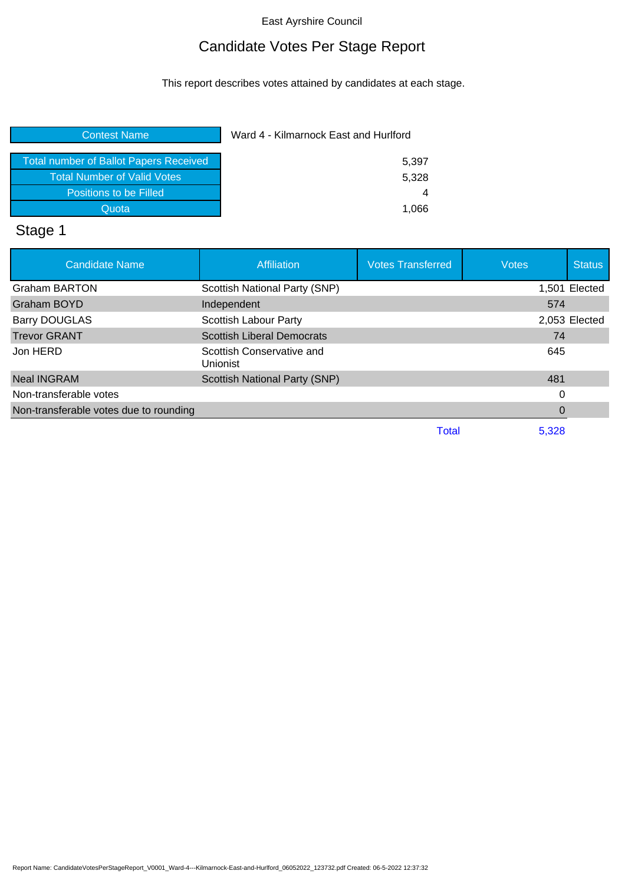East Ayrshire Council

# Candidate Votes Per Stage Report

This report describes votes attained by candidates at each stage.

| Contest Name | Ward 4 - Kilmarnock East and Hurlford |
|---|---|
| Total number of Ballot Papers Received | 5,397 |
| Total Number of Valid Votes | 5,328 |
| Positions to be Filled | 4 |
| Quota | 1,066 |

## Stage 1

| Candidate Name | Affiliation | Votes Transferred | Votes | Status |
|---|---|---|---|---|
| Graham BARTON | Scottish National Party (SNP) | | 1,501 | Elected |
| Graham BOYD | Independent | | 574 | |
| Barry DOUGLAS | Scottish Labour Party | | 2,053 | Elected |
| Trevor GRANT | Scottish Liberal Democrats | | 74 | |
| Jon HERD | Scottish Conservative and Unionist | | 645 | |
| Neal INGRAM | Scottish National Party (SNP) | | 481 | |
| Non-transferable votes | | | 0 | |
| Non-transferable votes due to rounding | | | 0 | |
| | | Total | 5,328 | |

Report Name: CandidateVotesPerStageReport_V0001_Ward-4---Kilmarnock-East-and-Hurlford_06052022_123732.pdf Created: 06-5-2022 12:37:32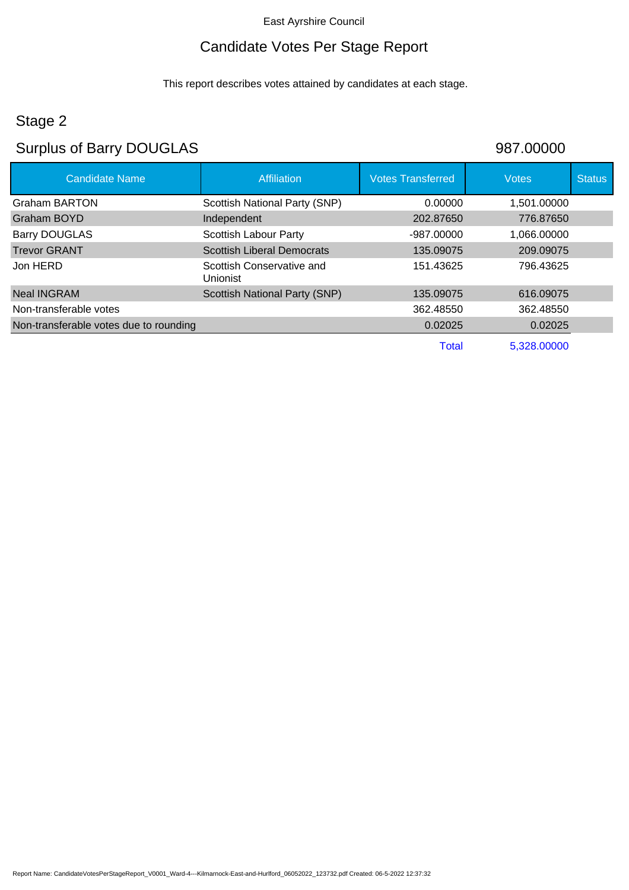East Ayrshire Council

# Candidate Votes Per Stage Report

This report describes votes attained by candidates at each stage.

## Stage 2

## Surplus of Barry DOUGLAS

987.00000

| Candidate Name | Affiliation | Votes Transferred | Votes | Status |
|---|---|---|---|---|
| Graham BARTON | Scottish National Party (SNP) | 0.00000 | 1,501.00000 | |
| Graham BOYD | Independent | 202.87650 | 776.87650 | |
| Barry DOUGLAS | Scottish Labour Party | -987.00000 | 1,066.00000 | |
| Trevor GRANT | Scottish Liberal Democrats | 135.09075 | 209.09075 | |
| Jon HERD | Scottish Conservative and Unionist | 151.43625 | 796.43625 | |
| Neal INGRAM | Scottish National Party (SNP) | 135.09075 | 616.09075 | |
| Non-transferable votes | | 362.48550 | 362.48550 | |
| Non-transferable votes due to rounding | | 0.02025 | 0.02025 | |
| | | Total | 5,328.00000 | |

Report Name: CandidateVotesPerStageReport_V0001_Ward-4---Kilmarnock-East-and-Hurlford_06052022_123732.pdf Created: 06-5-2022 12:37:32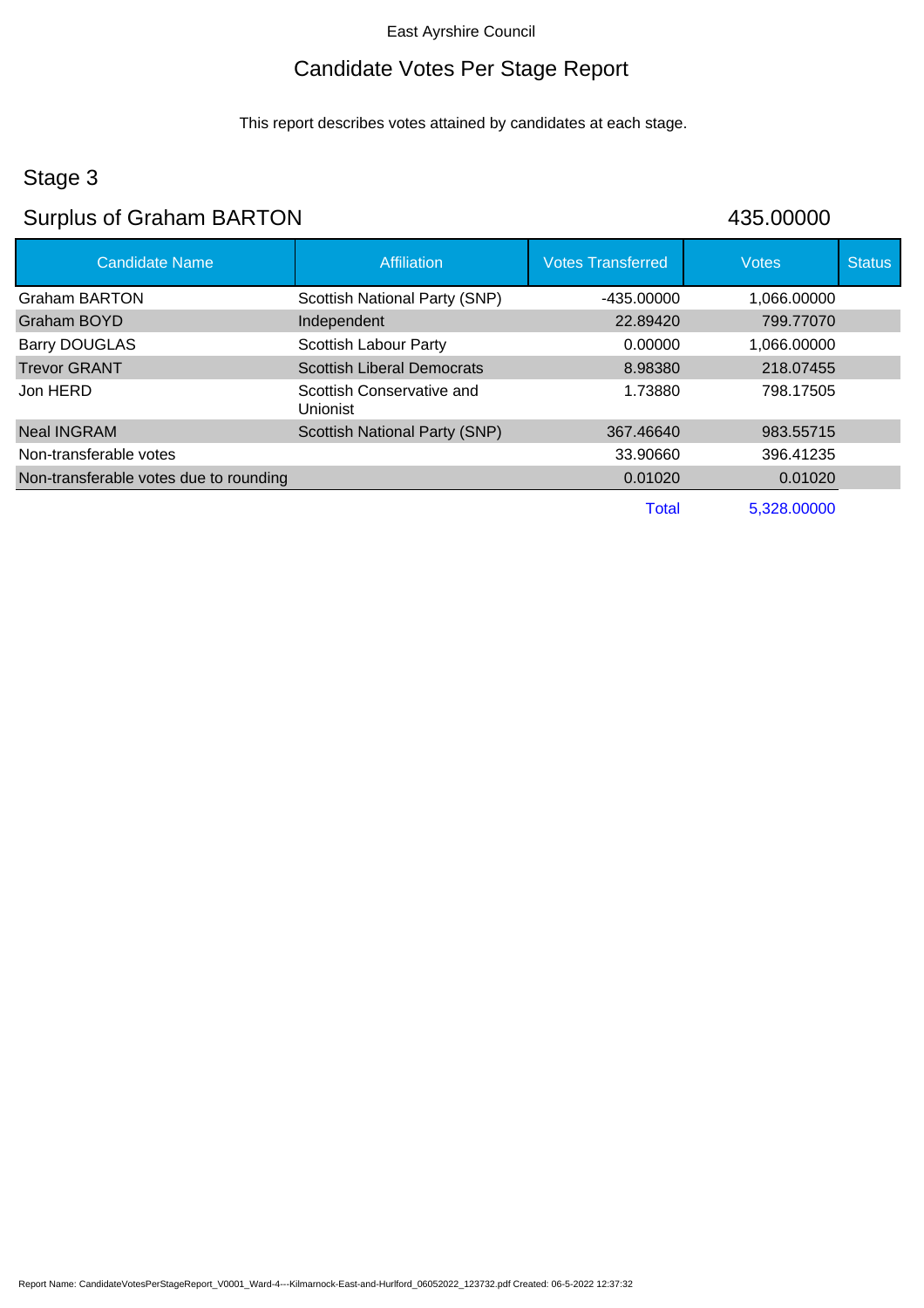East Ayrshire Council

# Candidate Votes Per Stage Report

This report describes votes attained by candidates at each stage.

## Stage 3

## Surplus of Graham BARTON 435.00000

| Candidate Name | Affiliation | Votes Transferred | Votes | Status |
|---|---|---|---|---|
| Graham BARTON | Scottish National Party (SNP) | -435.00000 | 1,066.00000 | |
| Graham BOYD | Independent | 22.89420 | 799.77070 | |
| Barry DOUGLAS | Scottish Labour Party | 0.00000 | 1,066.00000 | |
| Trevor GRANT | Scottish Liberal Democrats | 8.98380 | 218.07455 | |
| Jon HERD | Scottish Conservative and Unionist | 1.73880 | 798.17505 | |
| Neal INGRAM | Scottish National Party (SNP) | 367.46640 | 983.55715 | |
| Non-transferable votes | | 33.90660 | 396.41235 | |
| Non-transferable votes due to rounding | | 0.01020 | 0.01020 | |
| | | Total | 5,328.00000 | |

Report Name: CandidateVotesPerStageReport_V0001_Ward-4---Kilmarnock-East-and-Hurlford_06052022_123732.pdf Created: 06-5-2022 12:37:32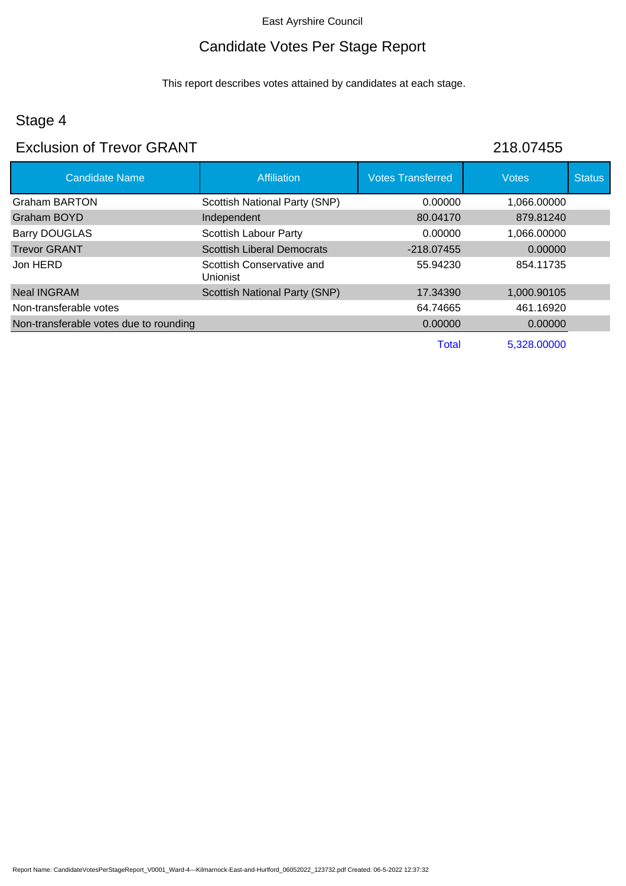East Ayrshire Council

# Candidate Votes Per Stage Report

This report describes votes attained by candidates at each stage.

## Stage 4

## Exclusion of Trevor GRANT

218.07455

| Candidate Name | Affiliation | Votes Transferred | Votes | Status |
|---|---|---|---|---|
| Graham BARTON | Scottish National Party (SNP) | 0.00000 | 1,066.00000 | |
| Graham BOYD | Independent | 80.04170 | 879.81240 | |
| Barry DOUGLAS | Scottish Labour Party | 0.00000 | 1,066.00000 | |
| Trevor GRANT | Scottish Liberal Democrats | -218.07455 | 0.00000 | |
| Jon HERD | Scottish Conservative and Unionist | 55.94230 | 854.11735 | |
| Neal INGRAM | Scottish National Party (SNP) | 17.34390 | 1,000.90105 | |
| Non-transferable votes | | 64.74665 | 461.16920 | |
| Non-transferable votes due to rounding | | 0.00000 | 0.00000 | |
| | | Total | 5,328.00000 | |

Report Name: CandidateVotesPerStageReport_V0001_Ward-4---Kilmarnock-East-and-Hurlford_06052022_123732.pdf Created: 06-5-2022 12:37:32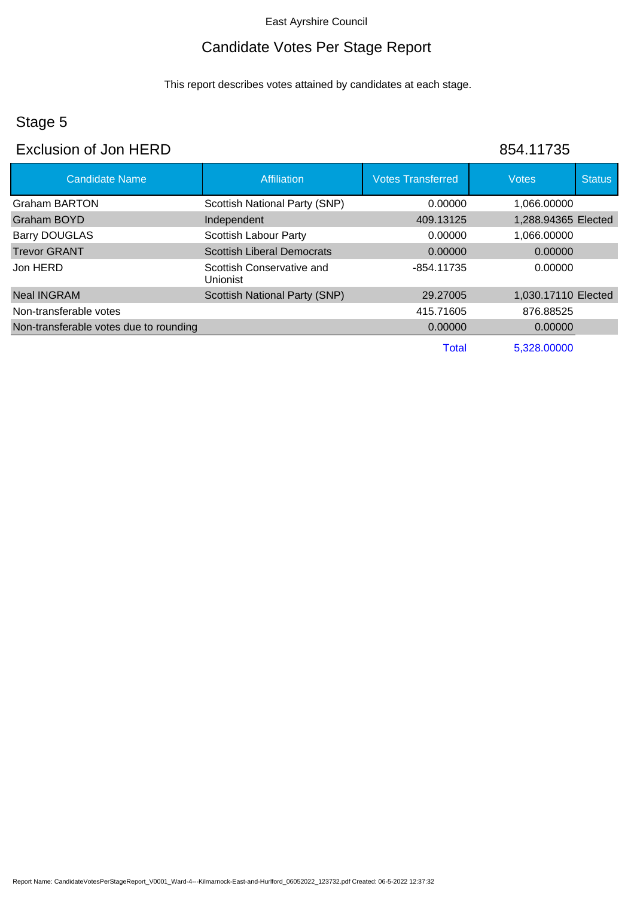East Ayrshire Council

# Candidate Votes Per Stage Report

This report describes votes attained by candidates at each stage.

## Stage 5

## Exclusion of Jon HERD

854.11735

| Candidate Name | Affiliation | Votes Transferred | Votes | Status |
|---|---|---|---|---|
| Graham BARTON | Scottish National Party (SNP) | 0.00000 | 1,066.00000 | |
| Graham BOYD | Independent | 409.13125 | 1,288.94365 | Elected |
| Barry DOUGLAS | Scottish Labour Party | 0.00000 | 1,066.00000 | |
| Trevor GRANT | Scottish Liberal Democrats | 0.00000 | 0.00000 | |
| Jon HERD | Scottish Conservative and Unionist | -854.11735 | 0.00000 | |
| Neal INGRAM | Scottish National Party (SNP) | 29.27005 | 1,030.17110 | Elected |
| Non-transferable votes | | 415.71605 | 876.88525 | |
| Non-transferable votes due to rounding | | 0.00000 | 0.00000 | |
| | | Total | 5,328.00000 | |

Report Name: CandidateVotesPerStageReport_V0001_Ward-4---Kilmarnock-East-and-Hurlford_06052022_123732.pdf Created: 06-5-2022 12:37:32